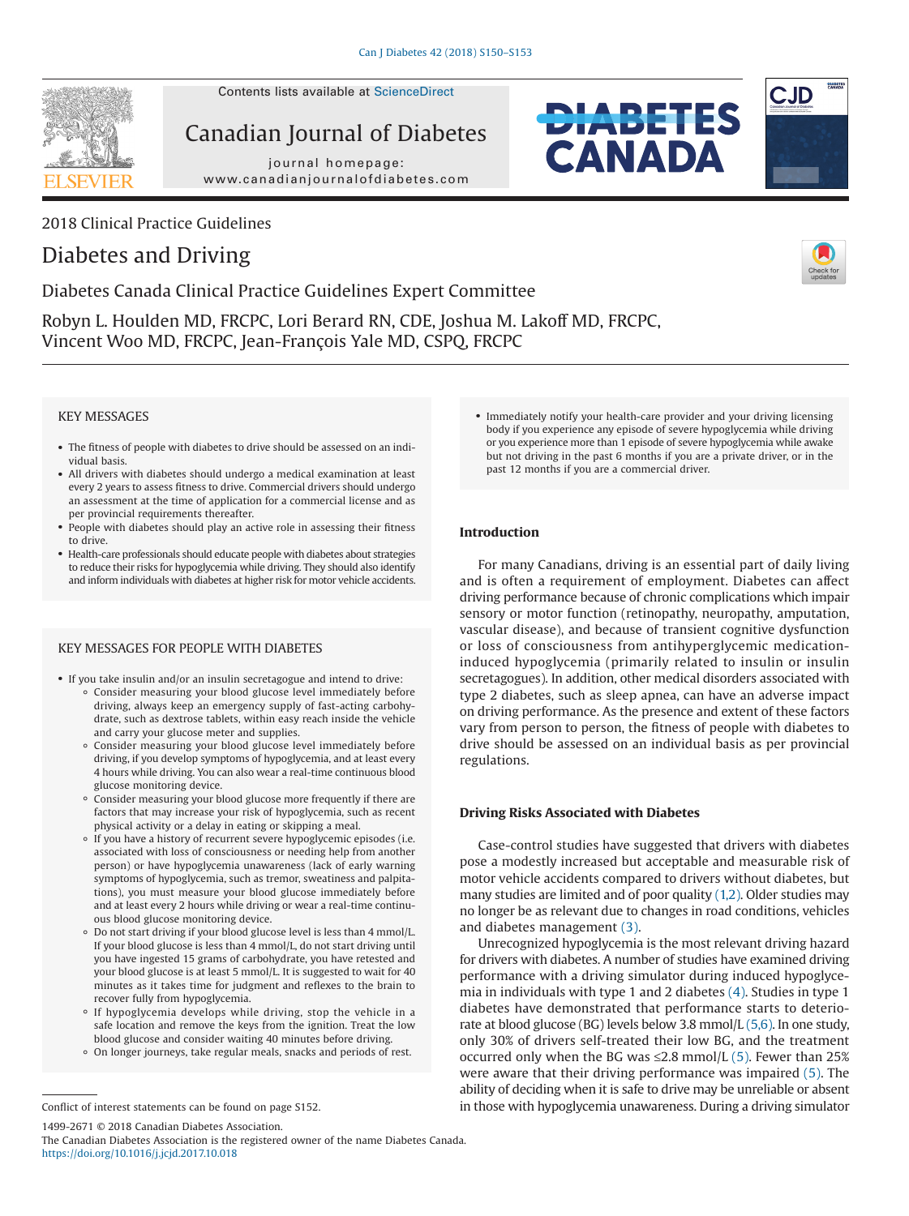2018 Clinical Practice Guidelines

# Diabetes and Driving

Diabetes Canada Clinical Practice Guidelines Expert Committee

Robyn L. Houlden MD, FRCPC, Lori Berard RN, CDE, Joshua M. Lakoff MD, FRCPC, Vincent Woo MD, FRCPC, Jean-François Yale MD, CSPQ, FRCPC

## KEY MESSAGES

- The fitness of people with diabetes to drive should be assessed on an individual basis.
- All drivers with diabetes should undergo a medical examination at least every 2 years to assess fitness to drive. Commercial drivers should undergo an assessment at the time of application for a commercial license and as per provincial requirements thereafter.
- People with diabetes should play an active role in assessing their fitness to drive.
- Health-care professionals should educate people with diabetes about strategies to reduce their risks for hypoglycemia while driving. They should also identify and inform individuals with diabetes at higher risk for motor vehicle accidents.

## KEY MESSAGES FOR PEOPLE WITH DIABETES

- If you take insulin and/or an insulin secretagogue and intend to drive:
  - Consider measuring your blood glucose level immediately before driving, always keep an emergency supply of fast-acting carbohydrate, such as dextrose tablets, within easy reach inside the vehicle and carry your glucose meter and supplies.
  - Consider measuring your blood glucose level immediately before driving, if you develop symptoms of hypoglycemia, and at least every 4 hours while driving. You can also wear a real-time continuous blood glucose monitoring device.
  - Consider measuring your blood glucose more frequently if there are factors that may increase your risk of hypoglycemia, such as recent physical activity or a delay in eating or skipping a meal.
  - If you have a history of recurrent severe hypoglycemic episodes (i.e. associated with loss of consciousness or needing help from another person) or have hypoglycemia unawareness (lack of early warning symptoms of hypoglycemia, such as tremor, sweatiness and palpitations), you must measure your blood glucose immediately before and at least every 2 hours while driving or wear a real-time continuous blood glucose monitoring device.
  - Do not start driving if your blood glucose level is less than 4 mmol/L. If your blood glucose is less than 4 mmol/L, do not start driving until you have ingested 15 grams of carbohydrate, you have retested and your blood glucose is at least 5 mmol/L. It is suggested to wait for 40 minutes as it takes time for judgment and reflexes to the brain to recover fully from hypoglycemia.
  - If hypoglycemia develops while driving, stop the vehicle in a safe location and remove the keys from the ignition. Treat the low blood glucose and consider waiting 40 minutes before driving.
  - On longer journeys, take regular meals, snacks and periods of rest.
- Immediately notify your health-care provider and your driving licensing body if you experience any episode of severe hypoglycemia while driving or you experience more than 1 episode of severe hypoglycemia while awake but not driving in the past 6 months if you are a private driver, or in the past 12 months if you are a commercial driver.

## Introduction

For many Canadians, driving is an essential part of daily living and is often a requirement of employment. Diabetes can affect driving performance because of chronic complications which impair sensory or motor function (retinopathy, neuropathy, amputation, vascular disease), and because of transient cognitive dysfunction or loss of consciousness from antihyperglycemic medication-induced hypoglycemia (primarily related to insulin or insulin secretagogues). In addition, other medical disorders associated with type 2 diabetes, such as sleep apnea, can have an adverse impact on driving performance. As the presence and extent of these factors vary from person to person, the fitness of people with diabetes to drive should be assessed on an individual basis as per provincial regulations.

## Driving Risks Associated with Diabetes

Case-control studies have suggested that drivers with diabetes pose a modestly increased but acceptable and measurable risk of motor vehicle accidents compared to drivers without diabetes, but many studies are limited and of poor quality (1,2). Older studies may no longer be as relevant due to changes in road conditions, vehicles and diabetes management (3).

Unrecognized hypoglycemia is the most relevant driving hazard for drivers with diabetes. A number of studies have examined driving performance with a driving simulator during induced hypoglycemia in individuals with type 1 and 2 diabetes (4). Studies in type 1 diabetes have demonstrated that performance starts to deteriorate at blood glucose (BG) levels below 3.8 mmol/L (5,6). In one study, only 30% of drivers self-treated their low BG, and the treatment occurred only when the BG was ≤2.8 mmol/L (5). Fewer than 25% were aware that their driving performance was impaired (5). The ability of deciding when it is safe to drive may be unreliable or absent in those with hypoglycemia unawareness. During a driving simulator

Conflict of interest statements can be found on page S152.

1499-2671 © 2018 Canadian Diabetes Association.
The Canadian Diabetes Association is the registered owner of the name Diabetes Canada.
https://doi.org/10.1016/j.jcjd.2017.10.018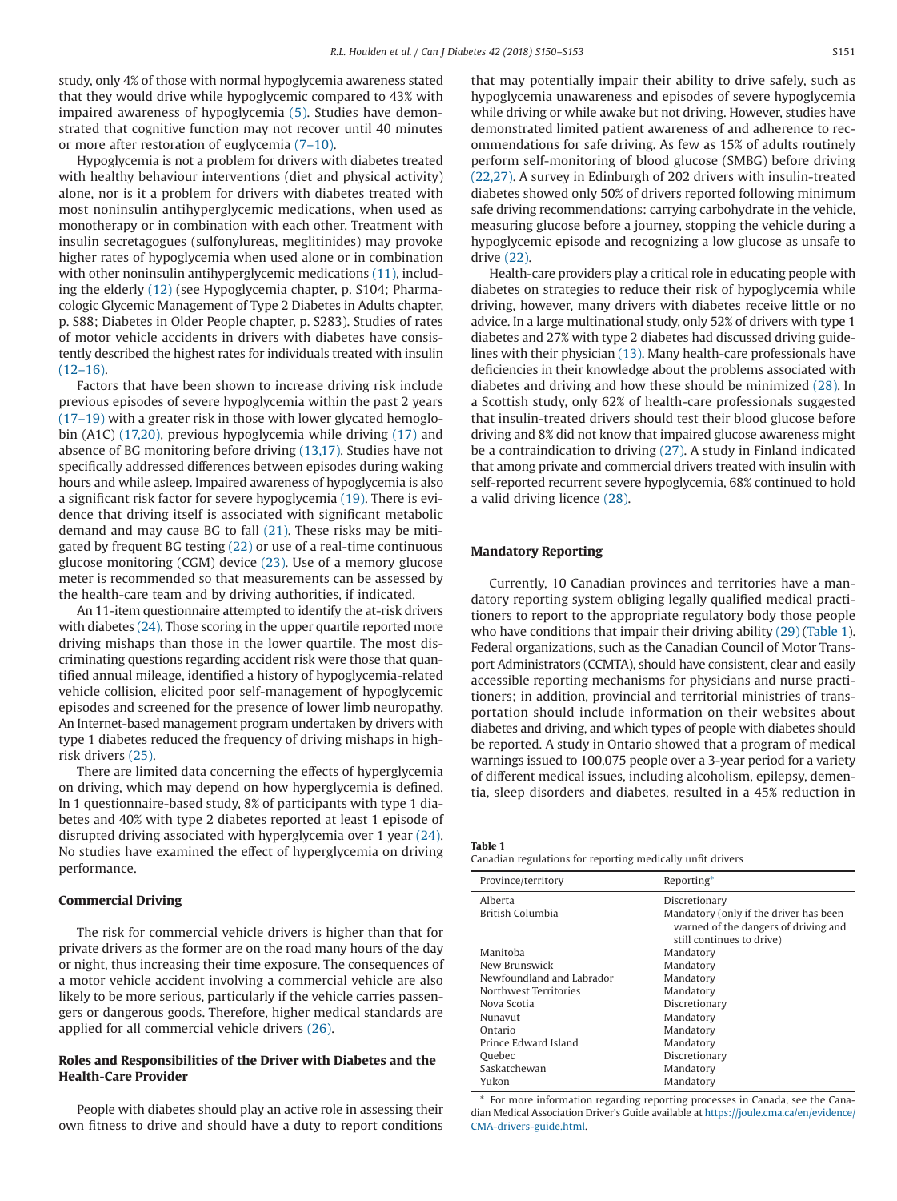study, only 4% of those with normal hypoglycemia awareness stated that they would drive while hypoglycemic compared to 43% with impaired awareness of hypoglycemia (5). Studies have demonstrated that cognitive function may not recover until 40 minutes or more after restoration of euglycemia (7–10).

Hypoglycemia is not a problem for drivers with diabetes treated with healthy behaviour interventions (diet and physical activity) alone, nor is it a problem for drivers with diabetes treated with most noninsulin antihyperglycemic medications, when used as monotherapy or in combination with each other. Treatment with insulin secretagogues (sulfonylureas, meglitinides) may provoke higher rates of hypoglycemia when used alone or in combination with other noninsulin antihyperglycemic medications (11), including the elderly (12) (see Hypoglycemia chapter, p. S104; Pharmacologic Glycemic Management of Type 2 Diabetes in Adults chapter, p. S88; Diabetes in Older People chapter, p. S283). Studies of rates of motor vehicle accidents in drivers with diabetes have consistently described the highest rates for individuals treated with insulin (12–16).

Factors that have been shown to increase driving risk include previous episodes of severe hypoglycemia within the past 2 years (17–19) with a greater risk in those with lower glycated hemoglobin (A1C) (17,20), previous hypoglycemia while driving (17) and absence of BG monitoring before driving (13,17). Studies have not specifically addressed differences between episodes during waking hours and while asleep. Impaired awareness of hypoglycemia is also a significant risk factor for severe hypoglycemia (19). There is evidence that driving itself is associated with significant metabolic demand and may cause BG to fall (21). These risks may be mitigated by frequent BG testing (22) or use of a real-time continuous glucose monitoring (CGM) device (23). Use of a memory glucose meter is recommended so that measurements can be assessed by the health-care team and by driving authorities, if indicated.

An 11-item questionnaire attempted to identify the at-risk drivers with diabetes (24). Those scoring in the upper quartile reported more driving mishaps than those in the lower quartile. The most discriminating questions regarding accident risk were those that quantified annual mileage, identified a history of hypoglycemia-related vehicle collision, elicited poor self-management of hypoglycemic episodes and screened for the presence of lower limb neuropathy. An Internet-based management program undertaken by drivers with type 1 diabetes reduced the frequency of driving mishaps in high-risk drivers (25).

There are limited data concerning the effects of hyperglycemia on driving, which may depend on how hyperglycemia is defined. In 1 questionnaire-based study, 8% of participants with type 1 diabetes and 40% with type 2 diabetes reported at least 1 episode of disrupted driving associated with hyperglycemia over 1 year (24). No studies have examined the effect of hyperglycemia on driving performance.

## Commercial Driving

The risk for commercial vehicle drivers is higher than that for private drivers as the former are on the road many hours of the day or night, thus increasing their time exposure. The consequences of a motor vehicle accident involving a commercial vehicle are also likely to be more serious, particularly if the vehicle carries passengers or dangerous goods. Therefore, higher medical standards are applied for all commercial vehicle drivers (26).

## Roles and Responsibilities of the Driver with Diabetes and the Health-Care Provider

People with diabetes should play an active role in assessing their own fitness to drive and should have a duty to report conditions that may potentially impair their ability to drive safely, such as hypoglycemia unawareness and episodes of severe hypoglycemia while driving or while awake but not driving. However, studies have demonstrated limited patient awareness of and adherence to recommendations for safe driving. As few as 15% of adults routinely perform self-monitoring of blood glucose (SMBG) before driving (22,27). A survey in Edinburgh of 202 drivers with insulin-treated diabetes showed only 50% of drivers reported following minimum safe driving recommendations: carrying carbohydrate in the vehicle, measuring glucose before a journey, stopping the vehicle during a hypoglycemic episode and recognizing a low glucose as unsafe to drive (22).

Health-care providers play a critical role in educating people with diabetes on strategies to reduce their risk of hypoglycemia while driving, however, many drivers with diabetes receive little or no advice. In a large multinational study, only 52% of drivers with type 1 diabetes and 27% with type 2 diabetes had discussed driving guidelines with their physician (13). Many health-care professionals have deficiencies in their knowledge about the problems associated with diabetes and driving and how these should be minimized (28). In a Scottish study, only 62% of health-care professionals suggested that insulin-treated drivers should test their blood glucose before driving and 8% did not know that impaired glucose awareness might be a contraindication to driving (27). A study in Finland indicated that among private and commercial drivers treated with insulin with self-reported recurrent severe hypoglycemia, 68% continued to hold a valid driving licence (28).

## Mandatory Reporting

Currently, 10 Canadian provinces and territories have a mandatory reporting system obliging legally qualified medical practitioners to report to the appropriate regulatory body those people who have conditions that impair their driving ability (29) (Table 1). Federal organizations, such as the Canadian Council of Motor Transport Administrators (CCMTA), should have consistent, clear and easily accessible reporting mechanisms for physicians and nurse practitioners; in addition, provincial and territorial ministries of transportation should include information on their websites about diabetes and driving, and which types of people with diabetes should be reported. A study in Ontario showed that a program of medical warnings issued to 100,075 people over a 3-year period for a variety of different medical issues, including alcoholism, epilepsy, dementia, sleep disorders and diabetes, resulted in a 45% reduction in

**Table 1**
Canadian regulations for reporting medically unfit drivers

| Province/territory | Reporting* |
|---|---|
| Alberta | Discretionary |
| British Columbia | Mandatory (only if the driver has been warned of the dangers of driving and still continues to drive) |
| Manitoba | Mandatory |
| New Brunswick | Mandatory |
| Newfoundland and Labrador | Mandatory |
| Northwest Territories | Mandatory |
| Nova Scotia | Discretionary |
| Nunavut | Mandatory |
| Ontario | Mandatory |
| Prince Edward Island | Mandatory |
| Quebec | Discretionary |
| Saskatchewan | Mandatory |
| Yukon | Mandatory |

* For more information regarding reporting processes in Canada, see the Canadian Medical Association Driver's Guide available at https://joule.cma.ca/en/evidence/CMA-drivers-guide.html.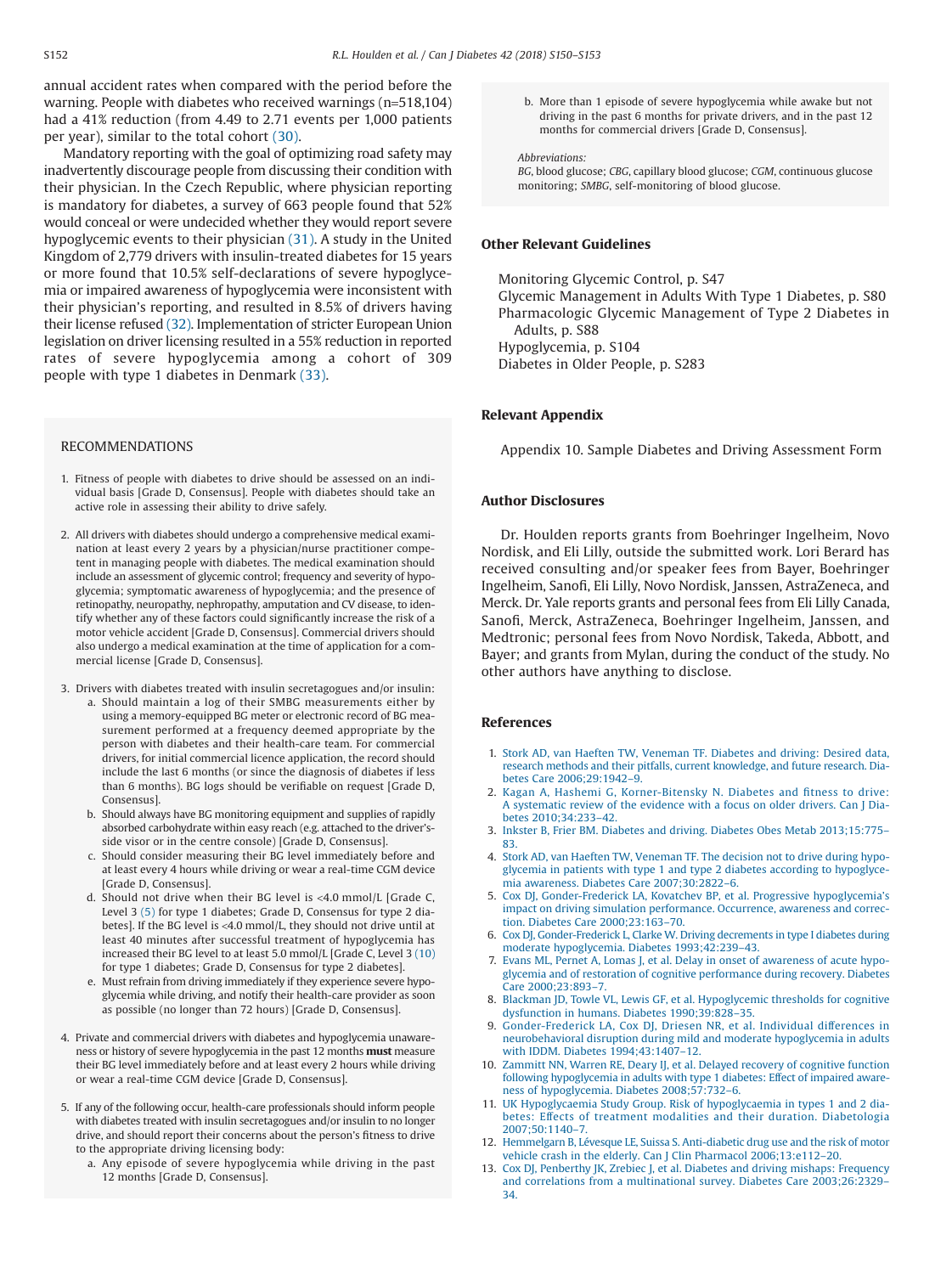annual accident rates when compared with the period before the warning. People with diabetes who received warnings (n=518,104) had a 41% reduction (from 4.49 to 2.71 events per 1,000 patients per year), similar to the total cohort (30).

Mandatory reporting with the goal of optimizing road safety may inadvertently discourage people from discussing their condition with their physician. In the Czech Republic, where physician reporting is mandatory for diabetes, a survey of 663 people found that 52% would conceal or were undecided whether they would report severe hypoglycemic events to their physician (31). A study in the United Kingdom of 2,779 drivers with insulin-treated diabetes for 15 years or more found that 10.5% self-declarations of severe hypoglycemia or impaired awareness of hypoglycemia were inconsistent with their physician's reporting, and resulted in 8.5% of drivers having their license refused (32). Implementation of stricter European Union legislation on driver licensing resulted in a 55% reduction in reported rates of severe hypoglycemia among a cohort of 309 people with type 1 diabetes in Denmark (33).

## RECOMMENDATIONS

1. Fitness of people with diabetes to drive should be assessed on an individual basis [Grade D, Consensus]. People with diabetes should take an active role in assessing their ability to drive safely.

2. All drivers with diabetes should undergo a comprehensive medical examination at least every 2 years by a physician/nurse practitioner competent in managing people with diabetes. The medical examination should include an assessment of glycemic control; frequency and severity of hypoglycemia; symptomatic awareness of hypoglycemia; and the presence of retinopathy, neuropathy, nephropathy, amputation and CV disease, to identify whether any of these factors could significantly increase the risk of a motor vehicle accident [Grade D, Consensus]. Commercial drivers should also undergo a medical examination at the time of application for a commercial license [Grade D, Consensus].

3. Drivers with diabetes treated with insulin secretagogues and/or insulin:
   a. Should maintain a log of their SMBG measurements either by using a memory-equipped BG meter or electronic record of BG measurement performed at a frequency deemed appropriate by the person with diabetes and their health-care team. For commercial drivers, for initial commercial licence application, the record should include the last 6 months (or since the diagnosis of diabetes if less than 6 months). BG logs should be verifiable on request [Grade D, Consensus].
   b. Should always have BG monitoring equipment and supplies of rapidly absorbed carbohydrate within easy reach (e.g. attached to the driver's-side visor or in the centre console) [Grade D, Consensus].
   c. Should consider measuring their BG level immediately before and at least every 4 hours while driving or wear a real-time CGM device [Grade D, Consensus].
   d. Should not drive when their BG level is <4.0 mmol/L [Grade C, Level 3 (5) for type 1 diabetes; Grade D, Consensus for type 2 diabetes]. If the BG level is <4.0 mmol/L, they should not drive until at least 40 minutes after successful treatment of hypoglycemia has increased their BG level to at least 5.0 mmol/L [Grade C, Level 3 (10) for type 1 diabetes; Grade D, Consensus for type 2 diabetes].
   e. Must refrain from driving immediately if they experience severe hypoglycemia while driving, and notify their health-care provider as soon as possible (no longer than 72 hours) [Grade D, Consensus].

4. Private and commercial drivers with diabetes and hypoglycemia unawareness or history of severe hypoglycemia in the past 12 months **must** measure their BG level immediately before and at least every 2 hours while driving or wear a real-time CGM device [Grade D, Consensus].

5. If any of the following occur, health-care professionals should inform people with diabetes treated with insulin secretagogues and/or insulin to no longer drive, and should report their concerns about the person's fitness to drive to the appropriate driving licensing body:
   a. Any episode of severe hypoglycemia while driving in the past 12 months [Grade D, Consensus].
   b. More than 1 episode of severe hypoglycemia while awake but not driving in the past 6 months for private drivers, and in the past 12 months for commercial drivers [Grade D, Consensus].

*Abbreviations:*
*BG*, blood glucose; *CBG*, capillary blood glucose; *CGM*, continuous glucose monitoring; *SMBG*, self-monitoring of blood glucose.

## Other Relevant Guidelines

Monitoring Glycemic Control, p. S47
Glycemic Management in Adults With Type 1 Diabetes, p. S80
Pharmacologic Glycemic Management of Type 2 Diabetes in Adults, p. S88
Hypoglycemia, p. S104
Diabetes in Older People, p. S283

## Relevant Appendix

Appendix 10. Sample Diabetes and Driving Assessment Form

## Author Disclosures

Dr. Houlden reports grants from Boehringer Ingelheim, Novo Nordisk, and Eli Lilly, outside the submitted work. Lori Berard has received consulting and/or speaker fees from Bayer, Boehringer Ingelheim, Sanofi, Eli Lilly, Novo Nordisk, Janssen, AstraZeneca, and Merck. Dr. Yale reports grants and personal fees from Eli Lilly Canada, Sanofi, Merck, AstraZeneca, Boehringer Ingelheim, Janssen, and Medtronic; personal fees from Novo Nordisk, Takeda, Abbott, and Bayer; and grants from Mylan, during the conduct of the study. No other authors have anything to disclose.

## References

1. Stork AD, van Haeften TW, Veneman TF. Diabetes and driving: Desired data, research methods and their pitfalls, current knowledge, and future research. Diabetes Care 2006;29:1942–9.
2. Kagan A, Hashemi G, Korner-Bitensky N. Diabetes and fitness to drive: A systematic review of the evidence with a focus on older drivers. Can J Diabetes 2010;34:233–42.
3. Inkster B, Frier BM. Diabetes and driving. Diabetes Obes Metab 2013;15:775–83.
4. Stork AD, van Haeften TW, Veneman TF. The decision not to drive during hypoglycemia in patients with type 1 and type 2 diabetes according to hypoglycemia awareness. Diabetes Care 2007;30:2822–6.
5. Cox DJ, Gonder-Frederick LA, Kovatchev BP, et al. Progressive hypoglycemia's impact on driving simulation performance. Occurrence, awareness and correction. Diabetes Care 2000;23:163–70.
6. Cox DJ, Gonder-Frederick L, Clarke W. Driving decrements in type I diabetes during moderate hypoglycemia. Diabetes 1993;42:239–43.
7. Evans ML, Pernet A, Lomas J, et al. Delay in onset of awareness of acute hypoglycemia and of restoration of cognitive performance during recovery. Diabetes Care 2000;23:893–7.
8. Blackman JD, Towle VL, Lewis GF, et al. Hypoglycemic thresholds for cognitive dysfunction in humans. Diabetes 1990;39:828–35.
9. Gonder-Frederick LA, Cox DJ, Driesen NR, et al. Individual differences in neurobehavioral disruption during mild and moderate hypoglycemia in adults with IDDM. Diabetes 1994;43:1407–12.
10. Zammitt NN, Warren RE, Deary IJ, et al. Delayed recovery of cognitive function following hypoglycemia in adults with type 1 diabetes: Effect of impaired awareness of hypoglycemia. Diabetes 2008;57:732–6.
11. UK Hypoglycaemia Study Group. Risk of hypoglycaemia in types 1 and 2 diabetes: Effects of treatment modalities and their duration. Diabetologia 2007;50:1140–7.
12. Hemmelgarn B, Lévesque LE, Suissa S. Anti-diabetic drug use and the risk of motor vehicle crash in the elderly. Can J Clin Pharmacol 2006;13:e112–20.
13. Cox DJ, Penberthy JK, Zrebiec J, et al. Diabetes and driving mishaps: Frequency and correlations from a multinational survey. Diabetes Care 2003;26:2329–34.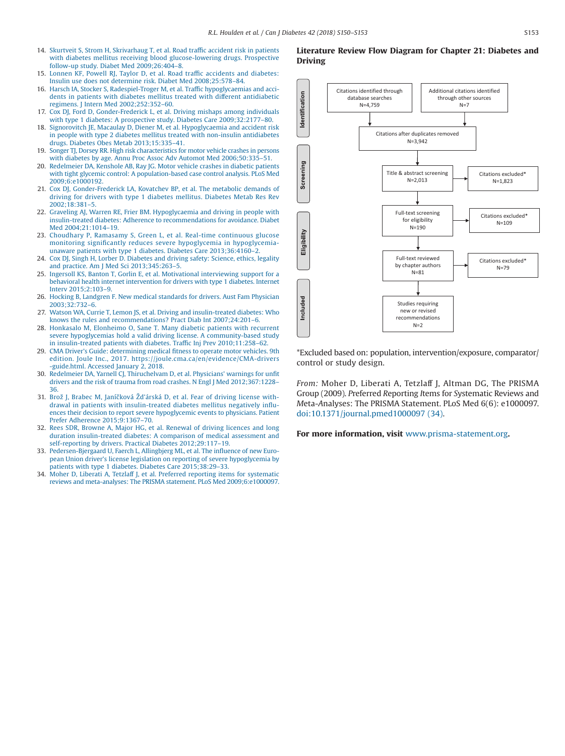14. Skurtveit S, Strom H, Skrivarhaug T, et al. Road traffic accident risk in patients with diabetes mellitus receiving blood glucose-lowering drugs. Prospective follow-up study. Diabet Med 2009;26:404–8.
15. Lonnen KF, Powell RJ, Taylor D, et al. Road traffic accidents and diabetes: Insulin use does not determine risk. Diabet Med 2008;25:578–84.
16. Harsch IA, Stocker S, Radespiel-Troger M, et al. Traffic hypoglycaemias and accidents in patients with diabetes mellitus treated with different antidiabetic regimens. J Intern Med 2002;252:352–60.
17. Cox DJ, Ford D, Gonder-Frederick L, et al. Driving mishaps among individuals with type 1 diabetes: A prospective study. Diabetes Care 2009;32:2177–80.
18. Signorovitch JE, Macaulay D, Diener M, et al. Hypoglycaemia and accident risk in people with type 2 diabetes mellitus treated with non-insulin antidiabetes drugs. Diabetes Obes Metab 2013;15:335–41.
19. Songer TJ, Dorsey RR. High risk characteristics for motor vehicle crashes in persons with diabetes by age. Annu Proc Assoc Adv Automot Med 2006;50:335–51.
20. Redelmeier DA, Kenshole AB, Ray JG. Motor vehicle crashes in diabetic patients with tight glycemic control: A population-based case control analysis. PLoS Med 2009;6:e1000192.
21. Cox DJ, Gonder-Frederick LA, Kovatchev BP, et al. The metabolic demands of driving for drivers with type 1 diabetes mellitus. Diabetes Metab Res Rev 2002;18:381–5.
22. Graveling AJ, Warren RE, Frier BM. Hypoglycaemia and driving in people with insulin-treated diabetes: Adherence to recommendations for avoidance. Diabet Med 2004;21:1014–19.
23. Choudhary P, Ramasamy S, Green L, et al. Real-time continuous glucose monitoring significantly reduces severe hypoglycemia in hypoglycemia-unaware patients with type 1 diabetes. Diabetes Care 2013;36:4160–2.
24. Cox DJ, Singh H, Lorber D. Diabetes and driving safety: Science, ethics, legality and practice. Am J Med Sci 2013;345:263–5.
25. Ingersoll KS, Banton T, Gorlin E, et al. Motivational interviewing support for a behavioral health internet intervention for drivers with type 1 diabetes. Internet Interv 2015;2:103–9.
26. Hocking B, Landgren F. New medical standards for drivers. Aust Fam Physician 2003;32:732–6.
27. Watson WA, Currie T, Lemon JS, et al. Driving and insulin-treated diabetes: Who knows the rules and recommendations? Pract Diab Int 2007;24:201–6.
28. Honkasalo M, Elonheimo O, Sane T. Many diabetic patients with recurrent severe hypoglycemias hold a valid driving license. A community-based study in insulin-treated patients with diabetes. Traffic Inj Prev 2010;11:258–62.
29. CMA Driver's Guide: determining medical fitness to operate motor vehicles. 9th edition. Joule Inc., 2017. https://joule.cma.ca/en/evidence/CMA-drivers-guide.html. Accessed January 2, 2018.
30. Redelmeier DA, Yarnell CJ, Thiruchelvam D, et al. Physicians' warnings for unfit drivers and the risk of trauma from road crashes. N Engl J Med 2012;367:1228–36.
31. Brož J, Brabec M, Janíčková Žd'árská D, et al. Fear of driving license withdrawal in patients with insulin-treated diabetes mellitus negatively influences their decision to report severe hypoglycemic events to physicians. Patient Prefer Adherence 2015;9:1367–70.
32. Rees SDR, Browne A, Major HG, et al. Renewal of driving licences and long duration insulin-treated diabetes: A comparison of medical assessment and self-reporting by drivers. Practical Diabetes 2012;29:117–19.
33. Pedersen-Bjergaard U, Faerch L, Allingbjerg ML, et al. The influence of new European Union driver's license legislation on reporting of severe hypoglycemia by patients with type 1 diabetes. Diabetes Care 2015;38:29–33.
34. Moher D, Liberati A, Tetzlaff J, et al. Preferred reporting items for systematic reviews and meta-analyses: The PRISMA statement. PLoS Med 2009;6:e1000097.

## Literature Review Flow Diagram for Chapter 21: Diabetes and Driving

Identification

Citations identified through database searches N=4,759

Additional citations identified through other sources N=7

Citations after duplicates removed N=3,942

Screening

Title & abstract screening N=2,013

Citations excluded* N=1,823

Eligibility

Full-text screening for eligibility N=190

Citations excluded* N=109

Full-text reviewed by chapter authors N=81

Citations excluded* N=79

Included

Studies requiring new or revised recommendations N=2

*Excluded based on: population, intervention/exposure, comparator/control or study design.

*From:* Moher D, Liberati A, Tetzlaff J, Altman DG, The PRISMA Group (2009). *P*referred *R*eporting *I*tems for *S*ystematic Reviews and *M*eta-*A*nalyses: The PRISMA Statement. PLoS Med 6(6): e1000097. doi:10.1371/journal.pmed1000097 (34).

**For more information, visit www.prisma-statement.org.**